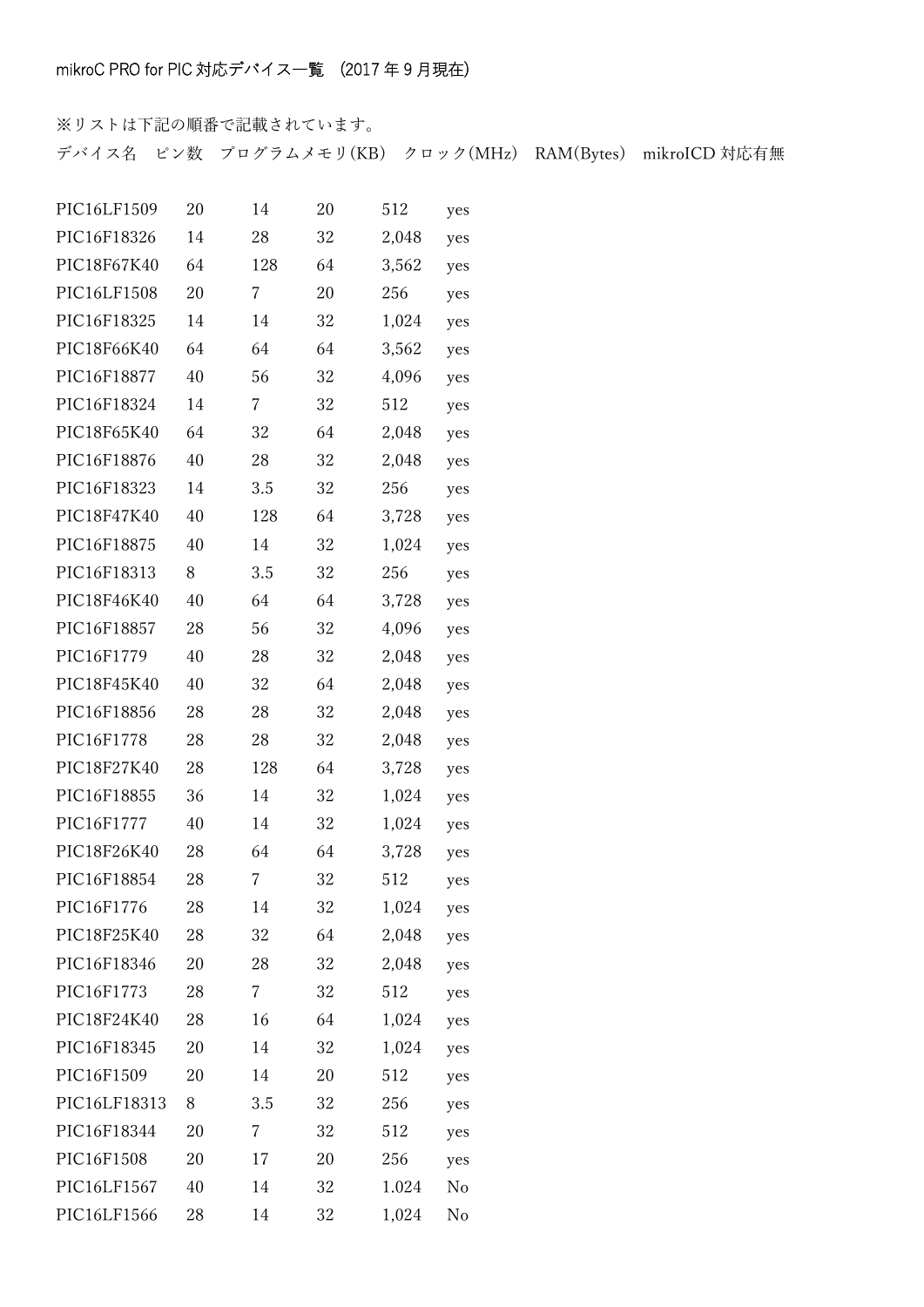mikroC PRO for PIC 対応デバイス一覧 (2017 年 9 月現在)

※リストは下記の順番で記載されています。

デバイス名 ピン数 プログラムメモリ(KB) クロック(MHz) RAM(Bytes) mikroICD 対応有無

| | | | | | |
|---|---|---|---|---|---|
| PIC16LF1509 | 20 | 14 | 20 | 512 | yes |
| PIC16F18326 | 14 | 28 | 32 | 2,048 | yes |
| PIC18F67K40 | 64 | 128 | 64 | 3,562 | yes |
| PIC16LF1508 | 20 | 7 | 20 | 256 | yes |
| PIC16F18325 | 14 | 14 | 32 | 1,024 | yes |
| PIC18F66K40 | 64 | 64 | 64 | 3,562 | yes |
| PIC16F18877 | 40 | 56 | 32 | 4,096 | yes |
| PIC16F18324 | 14 | 7 | 32 | 512 | yes |
| PIC18F65K40 | 64 | 32 | 64 | 2,048 | yes |
| PIC16F18876 | 40 | 28 | 32 | 2,048 | yes |
| PIC16F18323 | 14 | 3.5 | 32 | 256 | yes |
| PIC18F47K40 | 40 | 128 | 64 | 3,728 | yes |
| PIC16F18875 | 40 | 14 | 32 | 1,024 | yes |
| PIC16F18313 | 8 | 3.5 | 32 | 256 | yes |
| PIC18F46K40 | 40 | 64 | 64 | 3,728 | yes |
| PIC16F18857 | 28 | 56 | 32 | 4,096 | yes |
| PIC16F1779 | 40 | 28 | 32 | 2,048 | yes |
| PIC18F45K40 | 40 | 32 | 64 | 2,048 | yes |
| PIC16F18856 | 28 | 28 | 32 | 2,048 | yes |
| PIC16F1778 | 28 | 28 | 32 | 2,048 | yes |
| PIC18F27K40 | 28 | 128 | 64 | 3,728 | yes |
| PIC16F18855 | 36 | 14 | 32 | 1,024 | yes |
| PIC16F1777 | 40 | 14 | 32 | 1,024 | yes |
| PIC18F26K40 | 28 | 64 | 64 | 3,728 | yes |
| PIC16F18854 | 28 | 7 | 32 | 512 | yes |
| PIC16F1776 | 28 | 14 | 32 | 1,024 | yes |
| PIC18F25K40 | 28 | 32 | 64 | 2,048 | yes |
| PIC16F18346 | 20 | 28 | 32 | 2,048 | yes |
| PIC16F1773 | 28 | 7 | 32 | 512 | yes |
| PIC18F24K40 | 28 | 16 | 64 | 1,024 | yes |
| PIC16F18345 | 20 | 14 | 32 | 1,024 | yes |
| PIC16F1509 | 20 | 14 | 20 | 512 | yes |
| PIC16LF18313 | 8 | 3.5 | 32 | 256 | yes |
| PIC16F18344 | 20 | 7 | 32 | 512 | yes |
| PIC16F1508 | 20 | 17 | 20 | 256 | yes |
| PIC16LF1567 | 40 | 14 | 32 | 1.024 | No |
| PIC16LF1566 | 28 | 14 | 32 | 1,024 | No |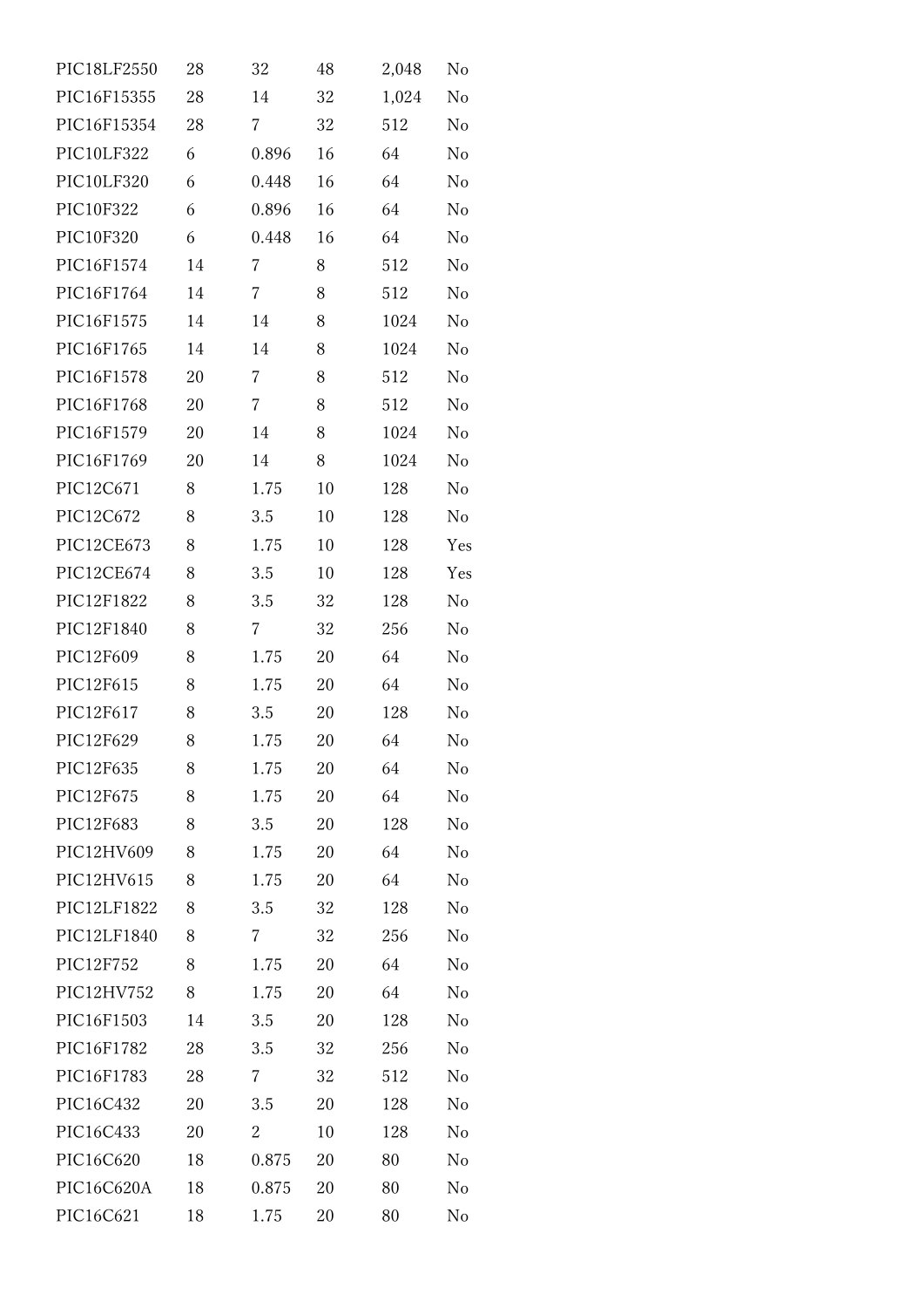| | | | | | |
|---|---|---|---|---|---|
| PIC18LF2550 | 28 | 32 | 48 | 2,048 | No |
| PIC16F15355 | 28 | 14 | 32 | 1,024 | No |
| PIC16F15354 | 28 | 7 | 32 | 512 | No |
| PIC10LF322 | 6 | 0.896 | 16 | 64 | No |
| PIC10LF320 | 6 | 0.448 | 16 | 64 | No |
| PIC10F322 | 6 | 0.896 | 16 | 64 | No |
| PIC10F320 | 6 | 0.448 | 16 | 64 | No |
| PIC16F1574 | 14 | 7 | 8 | 512 | No |
| PIC16F1764 | 14 | 7 | 8 | 512 | No |
| PIC16F1575 | 14 | 14 | 8 | 1024 | No |
| PIC16F1765 | 14 | 14 | 8 | 1024 | No |
| PIC16F1578 | 20 | 7 | 8 | 512 | No |
| PIC16F1768 | 20 | 7 | 8 | 512 | No |
| PIC16F1579 | 20 | 14 | 8 | 1024 | No |
| PIC16F1769 | 20 | 14 | 8 | 1024 | No |
| PIC12C671 | 8 | 1.75 | 10 | 128 | No |
| PIC12C672 | 8 | 3.5 | 10 | 128 | No |
| PIC12CE673 | 8 | 1.75 | 10 | 128 | Yes |
| PIC12CE674 | 8 | 3.5 | 10 | 128 | Yes |
| PIC12F1822 | 8 | 3.5 | 32 | 128 | No |
| PIC12F1840 | 8 | 7 | 32 | 256 | No |
| PIC12F609 | 8 | 1.75 | 20 | 64 | No |
| PIC12F615 | 8 | 1.75 | 20 | 64 | No |
| PIC12F617 | 8 | 3.5 | 20 | 128 | No |
| PIC12F629 | 8 | 1.75 | 20 | 64 | No |
| PIC12F635 | 8 | 1.75 | 20 | 64 | No |
| PIC12F675 | 8 | 1.75 | 20 | 64 | No |
| PIC12F683 | 8 | 3.5 | 20 | 128 | No |
| PIC12HV609 | 8 | 1.75 | 20 | 64 | No |
| PIC12HV615 | 8 | 1.75 | 20 | 64 | No |
| PIC12LF1822 | 8 | 3.5 | 32 | 128 | No |
| PIC12LF1840 | 8 | 7 | 32 | 256 | No |
| PIC12F752 | 8 | 1.75 | 20 | 64 | No |
| PIC12HV752 | 8 | 1.75 | 20 | 64 | No |
| PIC16F1503 | 14 | 3.5 | 20 | 128 | No |
| PIC16F1782 | 28 | 3.5 | 32 | 256 | No |
| PIC16F1783 | 28 | 7 | 32 | 512 | No |
| PIC16C432 | 20 | 3.5 | 20 | 128 | No |
| PIC16C433 | 20 | 2 | 10 | 128 | No |
| PIC16C620 | 18 | 0.875 | 20 | 80 | No |
| PIC16C620A | 18 | 0.875 | 20 | 80 | No |
| PIC16C621 | 18 | 1.75 | 20 | 80 | No |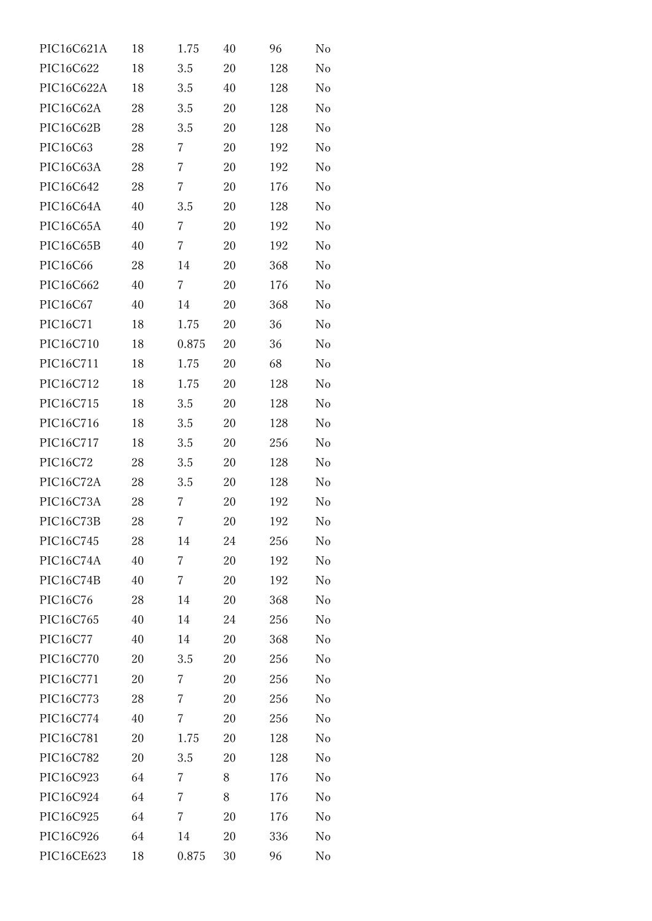| | | | | | |
|---|---|---|---|---|---|
| PIC16C621A | 18 | 1.75 | 40 | 96 | No |
| PIC16C622 | 18 | 3.5 | 20 | 128 | No |
| PIC16C622A | 18 | 3.5 | 40 | 128 | No |
| PIC16C62A | 28 | 3.5 | 20 | 128 | No |
| PIC16C62B | 28 | 3.5 | 20 | 128 | No |
| PIC16C63 | 28 | 7 | 20 | 192 | No |
| PIC16C63A | 28 | 7 | 20 | 192 | No |
| PIC16C642 | 28 | 7 | 20 | 176 | No |
| PIC16C64A | 40 | 3.5 | 20 | 128 | No |
| PIC16C65A | 40 | 7 | 20 | 192 | No |
| PIC16C65B | 40 | 7 | 20 | 192 | No |
| PIC16C66 | 28 | 14 | 20 | 368 | No |
| PIC16C662 | 40 | 7 | 20 | 176 | No |
| PIC16C67 | 40 | 14 | 20 | 368 | No |
| PIC16C71 | 18 | 1.75 | 20 | 36 | No |
| PIC16C710 | 18 | 0.875 | 20 | 36 | No |
| PIC16C711 | 18 | 1.75 | 20 | 68 | No |
| PIC16C712 | 18 | 1.75 | 20 | 128 | No |
| PIC16C715 | 18 | 3.5 | 20 | 128 | No |
| PIC16C716 | 18 | 3.5 | 20 | 128 | No |
| PIC16C717 | 18 | 3.5 | 20 | 256 | No |
| PIC16C72 | 28 | 3.5 | 20 | 128 | No |
| PIC16C72A | 28 | 3.5 | 20 | 128 | No |
| PIC16C73A | 28 | 7 | 20 | 192 | No |
| PIC16C73B | 28 | 7 | 20 | 192 | No |
| PIC16C745 | 28 | 14 | 24 | 256 | No |
| PIC16C74A | 40 | 7 | 20 | 192 | No |
| PIC16C74B | 40 | 7 | 20 | 192 | No |
| PIC16C76 | 28 | 14 | 20 | 368 | No |
| PIC16C765 | 40 | 14 | 24 | 256 | No |
| PIC16C77 | 40 | 14 | 20 | 368 | No |
| PIC16C770 | 20 | 3.5 | 20 | 256 | No |
| PIC16C771 | 20 | 7 | 20 | 256 | No |
| PIC16C773 | 28 | 7 | 20 | 256 | No |
| PIC16C774 | 40 | 7 | 20 | 256 | No |
| PIC16C781 | 20 | 1.75 | 20 | 128 | No |
| PIC16C782 | 20 | 3.5 | 20 | 128 | No |
| PIC16C923 | 64 | 7 | 8 | 176 | No |
| PIC16C924 | 64 | 7 | 8 | 176 | No |
| PIC16C925 | 64 | 7 | 20 | 176 | No |
| PIC16C926 | 64 | 14 | 20 | 336 | No |
| PIC16CE623 | 18 | 0.875 | 30 | 96 | No |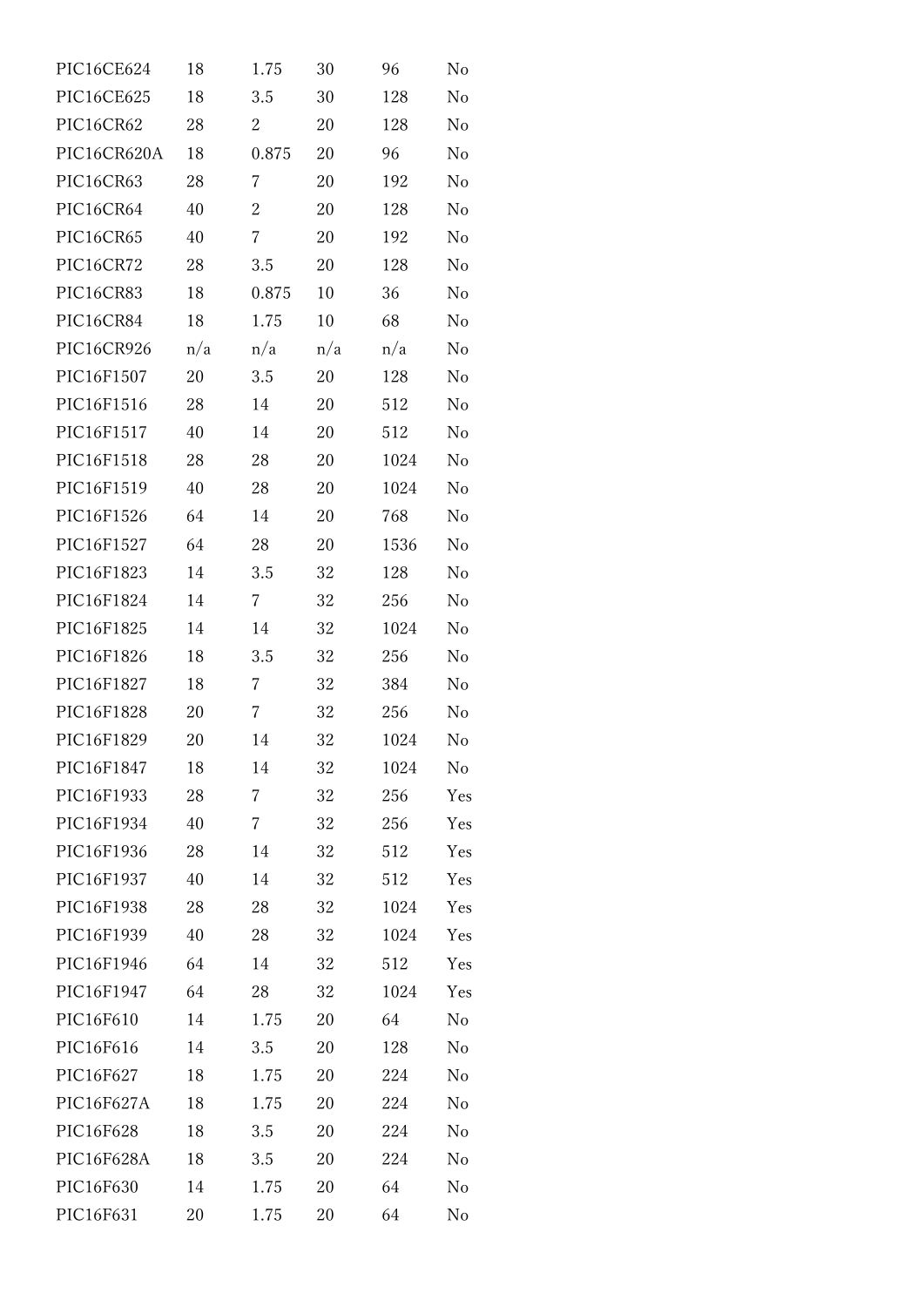| | | | | | |
|---|---|---|---|---|---|
| PIC16CE624 | 18 | 1.75 | 30 | 96 | No |
| PIC16CE625 | 18 | 3.5 | 30 | 128 | No |
| PIC16CR62 | 28 | 2 | 20 | 128 | No |
| PIC16CR620A | 18 | 0.875 | 20 | 96 | No |
| PIC16CR63 | 28 | 7 | 20 | 192 | No |
| PIC16CR64 | 40 | 2 | 20 | 128 | No |
| PIC16CR65 | 40 | 7 | 20 | 192 | No |
| PIC16CR72 | 28 | 3.5 | 20 | 128 | No |
| PIC16CR83 | 18 | 0.875 | 10 | 36 | No |
| PIC16CR84 | 18 | 1.75 | 10 | 68 | No |
| PIC16CR926 | n/a | n/a | n/a | n/a | No |
| PIC16F1507 | 20 | 3.5 | 20 | 128 | No |
| PIC16F1516 | 28 | 14 | 20 | 512 | No |
| PIC16F1517 | 40 | 14 | 20 | 512 | No |
| PIC16F1518 | 28 | 28 | 20 | 1024 | No |
| PIC16F1519 | 40 | 28 | 20 | 1024 | No |
| PIC16F1526 | 64 | 14 | 20 | 768 | No |
| PIC16F1527 | 64 | 28 | 20 | 1536 | No |
| PIC16F1823 | 14 | 3.5 | 32 | 128 | No |
| PIC16F1824 | 14 | 7 | 32 | 256 | No |
| PIC16F1825 | 14 | 14 | 32 | 1024 | No |
| PIC16F1826 | 18 | 3.5 | 32 | 256 | No |
| PIC16F1827 | 18 | 7 | 32 | 384 | No |
| PIC16F1828 | 20 | 7 | 32 | 256 | No |
| PIC16F1829 | 20 | 14 | 32 | 1024 | No |
| PIC16F1847 | 18 | 14 | 32 | 1024 | No |
| PIC16F1933 | 28 | 7 | 32 | 256 | Yes |
| PIC16F1934 | 40 | 7 | 32 | 256 | Yes |
| PIC16F1936 | 28 | 14 | 32 | 512 | Yes |
| PIC16F1937 | 40 | 14 | 32 | 512 | Yes |
| PIC16F1938 | 28 | 28 | 32 | 1024 | Yes |
| PIC16F1939 | 40 | 28 | 32 | 1024 | Yes |
| PIC16F1946 | 64 | 14 | 32 | 512 | Yes |
| PIC16F1947 | 64 | 28 | 32 | 1024 | Yes |
| PIC16F610 | 14 | 1.75 | 20 | 64 | No |
| PIC16F616 | 14 | 3.5 | 20 | 128 | No |
| PIC16F627 | 18 | 1.75 | 20 | 224 | No |
| PIC16F627A | 18 | 1.75 | 20 | 224 | No |
| PIC16F628 | 18 | 3.5 | 20 | 224 | No |
| PIC16F628A | 18 | 3.5 | 20 | 224 | No |
| PIC16F630 | 14 | 1.75 | 20 | 64 | No |
| PIC16F631 | 20 | 1.75 | 20 | 64 | No |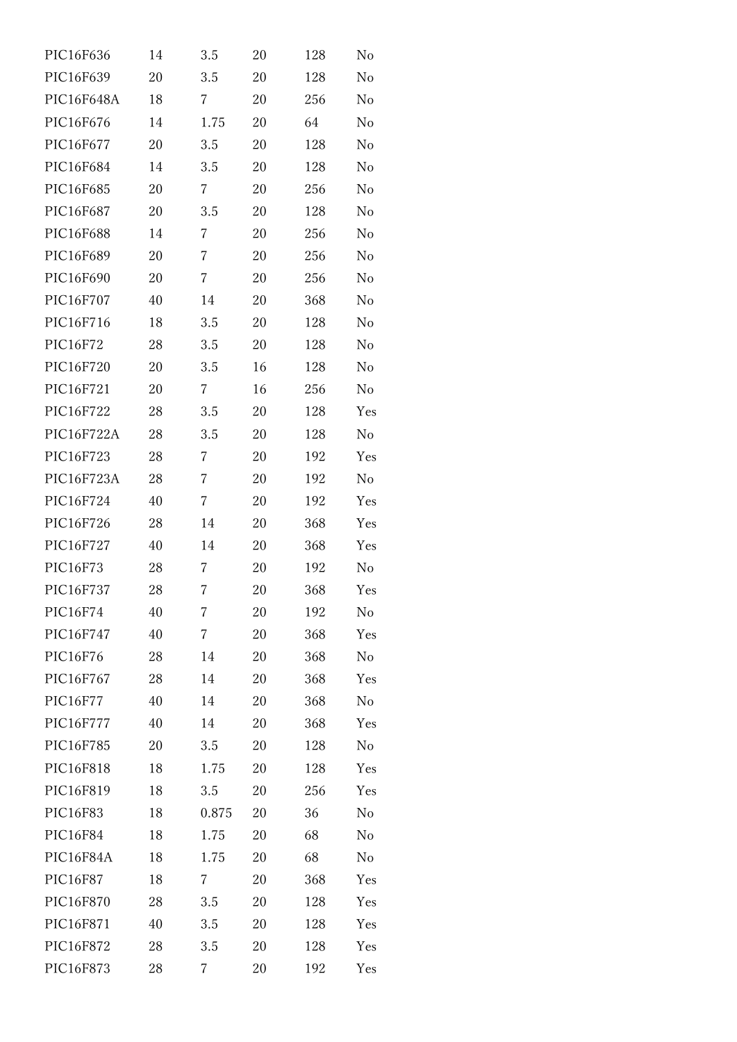| | | | | | |
|---|---|---|---|---|---|
| PIC16F636 | 14 | 3.5 | 20 | 128 | No |
| PIC16F639 | 20 | 3.5 | 20 | 128 | No |
| PIC16F648A | 18 | 7 | 20 | 256 | No |
| PIC16F676 | 14 | 1.75 | 20 | 64 | No |
| PIC16F677 | 20 | 3.5 | 20 | 128 | No |
| PIC16F684 | 14 | 3.5 | 20 | 128 | No |
| PIC16F685 | 20 | 7 | 20 | 256 | No |
| PIC16F687 | 20 | 3.5 | 20 | 128 | No |
| PIC16F688 | 14 | 7 | 20 | 256 | No |
| PIC16F689 | 20 | 7 | 20 | 256 | No |
| PIC16F690 | 20 | 7 | 20 | 256 | No |
| PIC16F707 | 40 | 14 | 20 | 368 | No |
| PIC16F716 | 18 | 3.5 | 20 | 128 | No |
| PIC16F72 | 28 | 3.5 | 20 | 128 | No |
| PIC16F720 | 20 | 3.5 | 16 | 128 | No |
| PIC16F721 | 20 | 7 | 16 | 256 | No |
| PIC16F722 | 28 | 3.5 | 20 | 128 | Yes |
| PIC16F722A | 28 | 3.5 | 20 | 128 | No |
| PIC16F723 | 28 | 7 | 20 | 192 | Yes |
| PIC16F723A | 28 | 7 | 20 | 192 | No |
| PIC16F724 | 40 | 7 | 20 | 192 | Yes |
| PIC16F726 | 28 | 14 | 20 | 368 | Yes |
| PIC16F727 | 40 | 14 | 20 | 368 | Yes |
| PIC16F73 | 28 | 7 | 20 | 192 | No |
| PIC16F737 | 28 | 7 | 20 | 368 | Yes |
| PIC16F74 | 40 | 7 | 20 | 192 | No |
| PIC16F747 | 40 | 7 | 20 | 368 | Yes |
| PIC16F76 | 28 | 14 | 20 | 368 | No |
| PIC16F767 | 28 | 14 | 20 | 368 | Yes |
| PIC16F77 | 40 | 14 | 20 | 368 | No |
| PIC16F777 | 40 | 14 | 20 | 368 | Yes |
| PIC16F785 | 20 | 3.5 | 20 | 128 | No |
| PIC16F818 | 18 | 1.75 | 20 | 128 | Yes |
| PIC16F819 | 18 | 3.5 | 20 | 256 | Yes |
| PIC16F83 | 18 | 0.875 | 20 | 36 | No |
| PIC16F84 | 18 | 1.75 | 20 | 68 | No |
| PIC16F84A | 18 | 1.75 | 20 | 68 | No |
| PIC16F87 | 18 | 7 | 20 | 368 | Yes |
| PIC16F870 | 28 | 3.5 | 20 | 128 | Yes |
| PIC16F871 | 40 | 3.5 | 20 | 128 | Yes |
| PIC16F872 | 28 | 3.5 | 20 | 128 | Yes |
| PIC16F873 | 28 | 7 | 20 | 192 | Yes |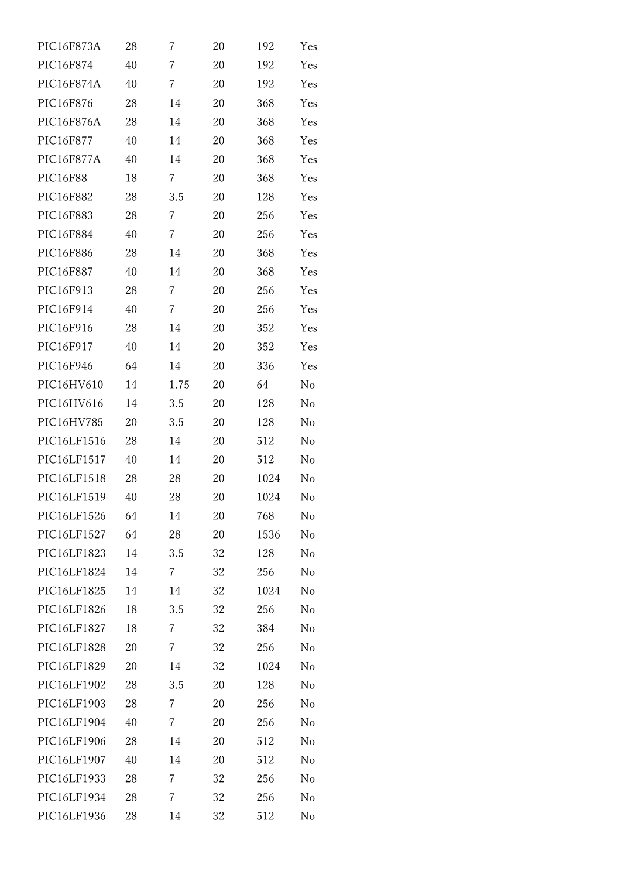| | | | | | |
|---|---|---|---|---|---|
| PIC16F873A | 28 | 7 | 20 | 192 | Yes |
| PIC16F874 | 40 | 7 | 20 | 192 | Yes |
| PIC16F874A | 40 | 7 | 20 | 192 | Yes |
| PIC16F876 | 28 | 14 | 20 | 368 | Yes |
| PIC16F876A | 28 | 14 | 20 | 368 | Yes |
| PIC16F877 | 40 | 14 | 20 | 368 | Yes |
| PIC16F877A | 40 | 14 | 20 | 368 | Yes |
| PIC16F88 | 18 | 7 | 20 | 368 | Yes |
| PIC16F882 | 28 | 3.5 | 20 | 128 | Yes |
| PIC16F883 | 28 | 7 | 20 | 256 | Yes |
| PIC16F884 | 40 | 7 | 20 | 256 | Yes |
| PIC16F886 | 28 | 14 | 20 | 368 | Yes |
| PIC16F887 | 40 | 14 | 20 | 368 | Yes |
| PIC16F913 | 28 | 7 | 20 | 256 | Yes |
| PIC16F914 | 40 | 7 | 20 | 256 | Yes |
| PIC16F916 | 28 | 14 | 20 | 352 | Yes |
| PIC16F917 | 40 | 14 | 20 | 352 | Yes |
| PIC16F946 | 64 | 14 | 20 | 336 | Yes |
| PIC16HV610 | 14 | 1.75 | 20 | 64 | No |
| PIC16HV616 | 14 | 3.5 | 20 | 128 | No |
| PIC16HV785 | 20 | 3.5 | 20 | 128 | No |
| PIC16LF1516 | 28 | 14 | 20 | 512 | No |
| PIC16LF1517 | 40 | 14 | 20 | 512 | No |
| PIC16LF1518 | 28 | 28 | 20 | 1024 | No |
| PIC16LF1519 | 40 | 28 | 20 | 1024 | No |
| PIC16LF1526 | 64 | 14 | 20 | 768 | No |
| PIC16LF1527 | 64 | 28 | 20 | 1536 | No |
| PIC16LF1823 | 14 | 3.5 | 32 | 128 | No |
| PIC16LF1824 | 14 | 7 | 32 | 256 | No |
| PIC16LF1825 | 14 | 14 | 32 | 1024 | No |
| PIC16LF1826 | 18 | 3.5 | 32 | 256 | No |
| PIC16LF1827 | 18 | 7 | 32 | 384 | No |
| PIC16LF1828 | 20 | 7 | 32 | 256 | No |
| PIC16LF1829 | 20 | 14 | 32 | 1024 | No |
| PIC16LF1902 | 28 | 3.5 | 20 | 128 | No |
| PIC16LF1903 | 28 | 7 | 20 | 256 | No |
| PIC16LF1904 | 40 | 7 | 20 | 256 | No |
| PIC16LF1906 | 28 | 14 | 20 | 512 | No |
| PIC16LF1907 | 40 | 14 | 20 | 512 | No |
| PIC16LF1933 | 28 | 7 | 32 | 256 | No |
| PIC16LF1934 | 28 | 7 | 32 | 256 | No |
| PIC16LF1936 | 28 | 14 | 32 | 512 | No |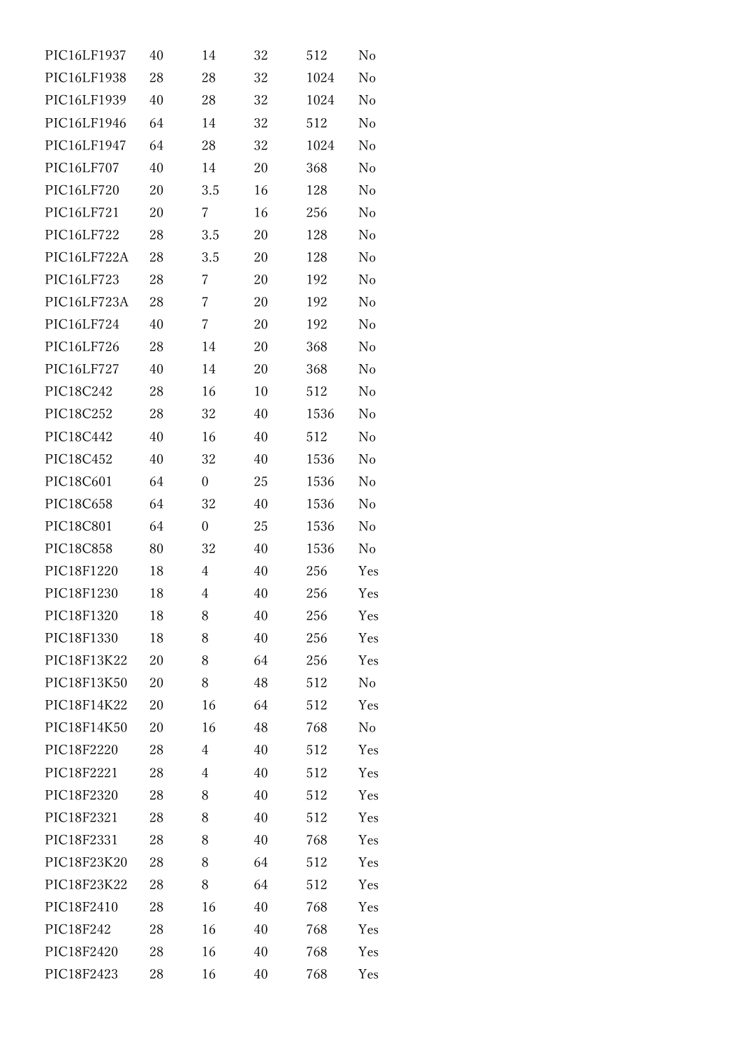| | | | | | |
|---|---|---|---|---|---|
| PIC16LF1937 | 40 | 14 | 32 | 512 | No |
| PIC16LF1938 | 28 | 28 | 32 | 1024 | No |
| PIC16LF1939 | 40 | 28 | 32 | 1024 | No |
| PIC16LF1946 | 64 | 14 | 32 | 512 | No |
| PIC16LF1947 | 64 | 28 | 32 | 1024 | No |
| PIC16LF707 | 40 | 14 | 20 | 368 | No |
| PIC16LF720 | 20 | 3.5 | 16 | 128 | No |
| PIC16LF721 | 20 | 7 | 16 | 256 | No |
| PIC16LF722 | 28 | 3.5 | 20 | 128 | No |
| PIC16LF722A | 28 | 3.5 | 20 | 128 | No |
| PIC16LF723 | 28 | 7 | 20 | 192 | No |
| PIC16LF723A | 28 | 7 | 20 | 192 | No |
| PIC16LF724 | 40 | 7 | 20 | 192 | No |
| PIC16LF726 | 28 | 14 | 20 | 368 | No |
| PIC16LF727 | 40 | 14 | 20 | 368 | No |
| PIC18C242 | 28 | 16 | 10 | 512 | No |
| PIC18C252 | 28 | 32 | 40 | 1536 | No |
| PIC18C442 | 40 | 16 | 40 | 512 | No |
| PIC18C452 | 40 | 32 | 40 | 1536 | No |
| PIC18C601 | 64 | 0 | 25 | 1536 | No |
| PIC18C658 | 64 | 32 | 40 | 1536 | No |
| PIC18C801 | 64 | 0 | 25 | 1536 | No |
| PIC18C858 | 80 | 32 | 40 | 1536 | No |
| PIC18F1220 | 18 | 4 | 40 | 256 | Yes |
| PIC18F1230 | 18 | 4 | 40 | 256 | Yes |
| PIC18F1320 | 18 | 8 | 40 | 256 | Yes |
| PIC18F1330 | 18 | 8 | 40 | 256 | Yes |
| PIC18F13K22 | 20 | 8 | 64 | 256 | Yes |
| PIC18F13K50 | 20 | 8 | 48 | 512 | No |
| PIC18F14K22 | 20 | 16 | 64 | 512 | Yes |
| PIC18F14K50 | 20 | 16 | 48 | 768 | No |
| PIC18F2220 | 28 | 4 | 40 | 512 | Yes |
| PIC18F2221 | 28 | 4 | 40 | 512 | Yes |
| PIC18F2320 | 28 | 8 | 40 | 512 | Yes |
| PIC18F2321 | 28 | 8 | 40 | 512 | Yes |
| PIC18F2331 | 28 | 8 | 40 | 768 | Yes |
| PIC18F23K20 | 28 | 8 | 64 | 512 | Yes |
| PIC18F23K22 | 28 | 8 | 64 | 512 | Yes |
| PIC18F2410 | 28 | 16 | 40 | 768 | Yes |
| PIC18F242 | 28 | 16 | 40 | 768 | Yes |
| PIC18F2420 | 28 | 16 | 40 | 768 | Yes |
| PIC18F2423 | 28 | 16 | 40 | 768 | Yes |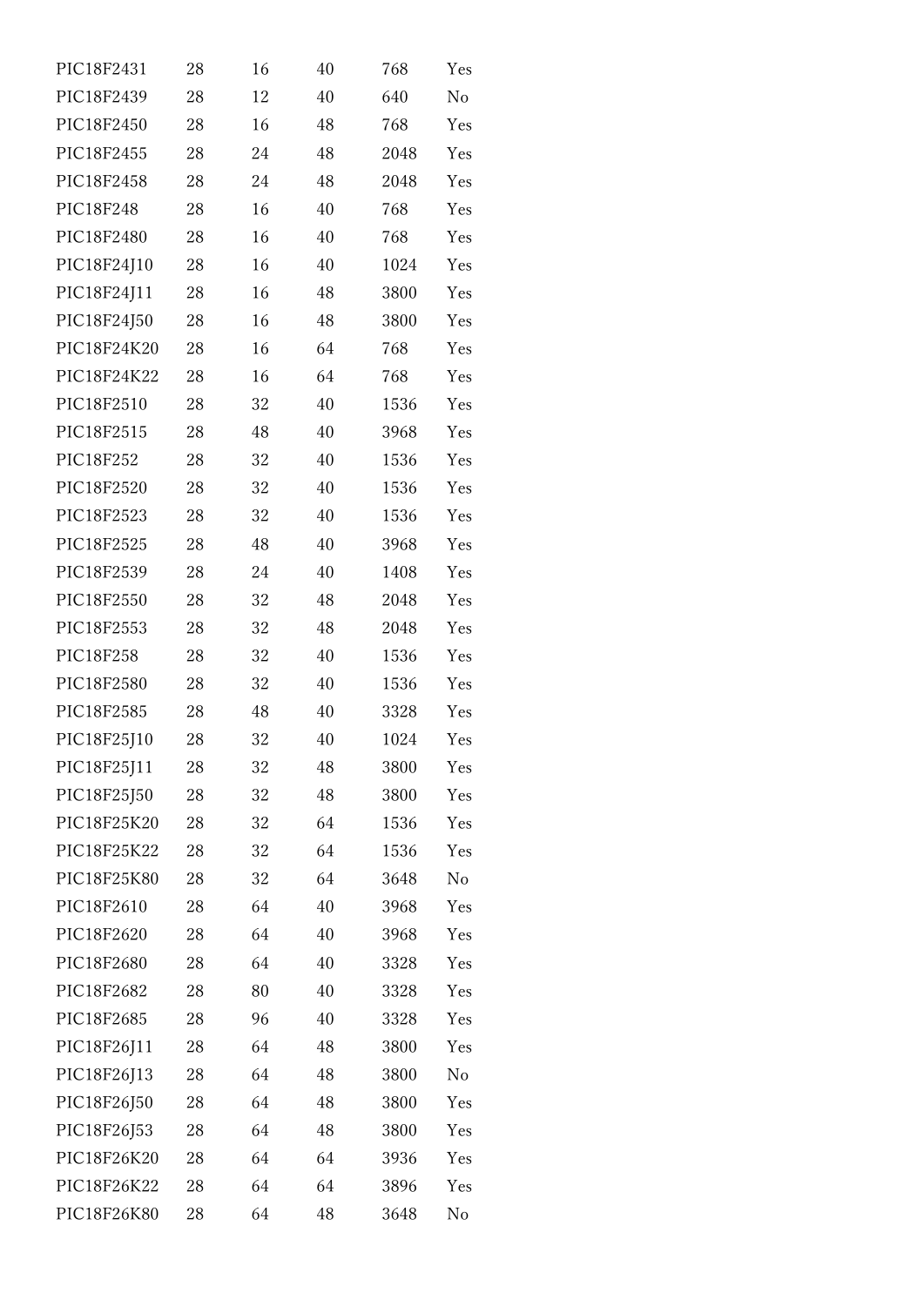| | | | | | |
|---|---|---|---|---|---|
| PIC18F2431 | 28 | 16 | 40 | 768 | Yes |
| PIC18F2439 | 28 | 12 | 40 | 640 | No |
| PIC18F2450 | 28 | 16 | 48 | 768 | Yes |
| PIC18F2455 | 28 | 24 | 48 | 2048 | Yes |
| PIC18F2458 | 28 | 24 | 48 | 2048 | Yes |
| PIC18F248 | 28 | 16 | 40 | 768 | Yes |
| PIC18F2480 | 28 | 16 | 40 | 768 | Yes |
| PIC18F24J10 | 28 | 16 | 40 | 1024 | Yes |
| PIC18F24J11 | 28 | 16 | 48 | 3800 | Yes |
| PIC18F24J50 | 28 | 16 | 48 | 3800 | Yes |
| PIC18F24K20 | 28 | 16 | 64 | 768 | Yes |
| PIC18F24K22 | 28 | 16 | 64 | 768 | Yes |
| PIC18F2510 | 28 | 32 | 40 | 1536 | Yes |
| PIC18F2515 | 28 | 48 | 40 | 3968 | Yes |
| PIC18F252 | 28 | 32 | 40 | 1536 | Yes |
| PIC18F2520 | 28 | 32 | 40 | 1536 | Yes |
| PIC18F2523 | 28 | 32 | 40 | 1536 | Yes |
| PIC18F2525 | 28 | 48 | 40 | 3968 | Yes |
| PIC18F2539 | 28 | 24 | 40 | 1408 | Yes |
| PIC18F2550 | 28 | 32 | 48 | 2048 | Yes |
| PIC18F2553 | 28 | 32 | 48 | 2048 | Yes |
| PIC18F258 | 28 | 32 | 40 | 1536 | Yes |
| PIC18F2580 | 28 | 32 | 40 | 1536 | Yes |
| PIC18F2585 | 28 | 48 | 40 | 3328 | Yes |
| PIC18F25J10 | 28 | 32 | 40 | 1024 | Yes |
| PIC18F25J11 | 28 | 32 | 48 | 3800 | Yes |
| PIC18F25J50 | 28 | 32 | 48 | 3800 | Yes |
| PIC18F25K20 | 28 | 32 | 64 | 1536 | Yes |
| PIC18F25K22 | 28 | 32 | 64 | 1536 | Yes |
| PIC18F25K80 | 28 | 32 | 64 | 3648 | No |
| PIC18F2610 | 28 | 64 | 40 | 3968 | Yes |
| PIC18F2620 | 28 | 64 | 40 | 3968 | Yes |
| PIC18F2680 | 28 | 64 | 40 | 3328 | Yes |
| PIC18F2682 | 28 | 80 | 40 | 3328 | Yes |
| PIC18F2685 | 28 | 96 | 40 | 3328 | Yes |
| PIC18F26J11 | 28 | 64 | 48 | 3800 | Yes |
| PIC18F26J13 | 28 | 64 | 48 | 3800 | No |
| PIC18F26J50 | 28 | 64 | 48 | 3800 | Yes |
| PIC18F26J53 | 28 | 64 | 48 | 3800 | Yes |
| PIC18F26K20 | 28 | 64 | 64 | 3936 | Yes |
| PIC18F26K22 | 28 | 64 | 64 | 3896 | Yes |
| PIC18F26K80 | 28 | 64 | 48 | 3648 | No |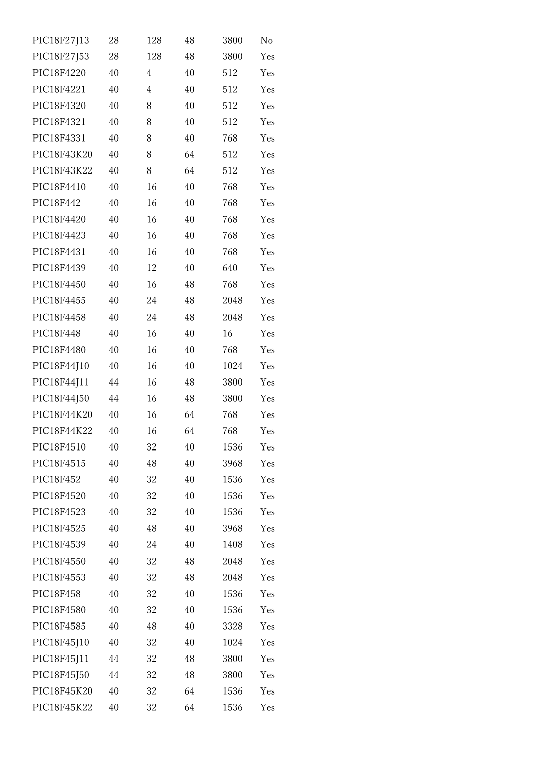| | | | | | |
|---|---|---|---|---|---|
| PIC18F27J13 | 28 | 128 | 48 | 3800 | No |
| PIC18F27J53 | 28 | 128 | 48 | 3800 | Yes |
| PIC18F4220 | 40 | 4 | 40 | 512 | Yes |
| PIC18F4221 | 40 | 4 | 40 | 512 | Yes |
| PIC18F4320 | 40 | 8 | 40 | 512 | Yes |
| PIC18F4321 | 40 | 8 | 40 | 512 | Yes |
| PIC18F4331 | 40 | 8 | 40 | 768 | Yes |
| PIC18F43K20 | 40 | 8 | 64 | 512 | Yes |
| PIC18F43K22 | 40 | 8 | 64 | 512 | Yes |
| PIC18F4410 | 40 | 16 | 40 | 768 | Yes |
| PIC18F442 | 40 | 16 | 40 | 768 | Yes |
| PIC18F4420 | 40 | 16 | 40 | 768 | Yes |
| PIC18F4423 | 40 | 16 | 40 | 768 | Yes |
| PIC18F4431 | 40 | 16 | 40 | 768 | Yes |
| PIC18F4439 | 40 | 12 | 40 | 640 | Yes |
| PIC18F4450 | 40 | 16 | 48 | 768 | Yes |
| PIC18F4455 | 40 | 24 | 48 | 2048 | Yes |
| PIC18F4458 | 40 | 24 | 48 | 2048 | Yes |
| PIC18F448 | 40 | 16 | 40 | 16 | Yes |
| PIC18F4480 | 40 | 16 | 40 | 768 | Yes |
| PIC18F44J10 | 40 | 16 | 40 | 1024 | Yes |
| PIC18F44J11 | 44 | 16 | 48 | 3800 | Yes |
| PIC18F44J50 | 44 | 16 | 48 | 3800 | Yes |
| PIC18F44K20 | 40 | 16 | 64 | 768 | Yes |
| PIC18F44K22 | 40 | 16 | 64 | 768 | Yes |
| PIC18F4510 | 40 | 32 | 40 | 1536 | Yes |
| PIC18F4515 | 40 | 48 | 40 | 3968 | Yes |
| PIC18F452 | 40 | 32 | 40 | 1536 | Yes |
| PIC18F4520 | 40 | 32 | 40 | 1536 | Yes |
| PIC18F4523 | 40 | 32 | 40 | 1536 | Yes |
| PIC18F4525 | 40 | 48 | 40 | 3968 | Yes |
| PIC18F4539 | 40 | 24 | 40 | 1408 | Yes |
| PIC18F4550 | 40 | 32 | 48 | 2048 | Yes |
| PIC18F4553 | 40 | 32 | 48 | 2048 | Yes |
| PIC18F458 | 40 | 32 | 40 | 1536 | Yes |
| PIC18F4580 | 40 | 32 | 40 | 1536 | Yes |
| PIC18F4585 | 40 | 48 | 40 | 3328 | Yes |
| PIC18F45J10 | 40 | 32 | 40 | 1024 | Yes |
| PIC18F45J11 | 44 | 32 | 48 | 3800 | Yes |
| PIC18F45J50 | 44 | 32 | 48 | 3800 | Yes |
| PIC18F45K20 | 40 | 32 | 64 | 1536 | Yes |
| PIC18F45K22 | 40 | 32 | 64 | 1536 | Yes |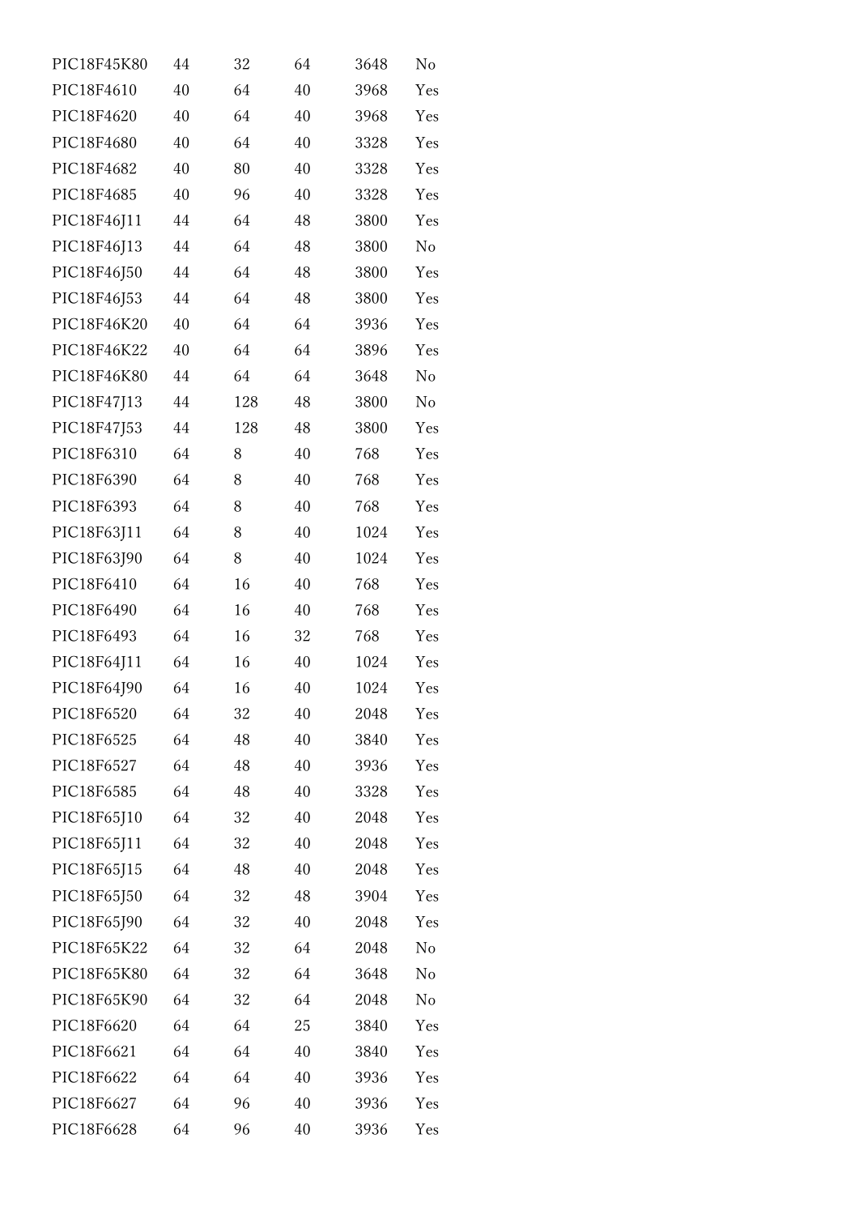| | | | | | |
|---|---|---|---|---|---|
| PIC18F45K80 | 44 | 32 | 64 | 3648 | No |
| PIC18F4610 | 40 | 64 | 40 | 3968 | Yes |
| PIC18F4620 | 40 | 64 | 40 | 3968 | Yes |
| PIC18F4680 | 40 | 64 | 40 | 3328 | Yes |
| PIC18F4682 | 40 | 80 | 40 | 3328 | Yes |
| PIC18F4685 | 40 | 96 | 40 | 3328 | Yes |
| PIC18F46J11 | 44 | 64 | 48 | 3800 | Yes |
| PIC18F46J13 | 44 | 64 | 48 | 3800 | No |
| PIC18F46J50 | 44 | 64 | 48 | 3800 | Yes |
| PIC18F46J53 | 44 | 64 | 48 | 3800 | Yes |
| PIC18F46K20 | 40 | 64 | 64 | 3936 | Yes |
| PIC18F46K22 | 40 | 64 | 64 | 3896 | Yes |
| PIC18F46K80 | 44 | 64 | 64 | 3648 | No |
| PIC18F47J13 | 44 | 128 | 48 | 3800 | No |
| PIC18F47J53 | 44 | 128 | 48 | 3800 | Yes |
| PIC18F6310 | 64 | 8 | 40 | 768 | Yes |
| PIC18F6390 | 64 | 8 | 40 | 768 | Yes |
| PIC18F6393 | 64 | 8 | 40 | 768 | Yes |
| PIC18F63J11 | 64 | 8 | 40 | 1024 | Yes |
| PIC18F63J90 | 64 | 8 | 40 | 1024 | Yes |
| PIC18F6410 | 64 | 16 | 40 | 768 | Yes |
| PIC18F6490 | 64 | 16 | 40 | 768 | Yes |
| PIC18F6493 | 64 | 16 | 32 | 768 | Yes |
| PIC18F64J11 | 64 | 16 | 40 | 1024 | Yes |
| PIC18F64J90 | 64 | 16 | 40 | 1024 | Yes |
| PIC18F6520 | 64 | 32 | 40 | 2048 | Yes |
| PIC18F6525 | 64 | 48 | 40 | 3840 | Yes |
| PIC18F6527 | 64 | 48 | 40 | 3936 | Yes |
| PIC18F6585 | 64 | 48 | 40 | 3328 | Yes |
| PIC18F65J10 | 64 | 32 | 40 | 2048 | Yes |
| PIC18F65J11 | 64 | 32 | 40 | 2048 | Yes |
| PIC18F65J15 | 64 | 48 | 40 | 2048 | Yes |
| PIC18F65J50 | 64 | 32 | 48 | 3904 | Yes |
| PIC18F65J90 | 64 | 32 | 40 | 2048 | Yes |
| PIC18F65K22 | 64 | 32 | 64 | 2048 | No |
| PIC18F65K80 | 64 | 32 | 64 | 3648 | No |
| PIC18F65K90 | 64 | 32 | 64 | 2048 | No |
| PIC18F6620 | 64 | 64 | 25 | 3840 | Yes |
| PIC18F6621 | 64 | 64 | 40 | 3840 | Yes |
| PIC18F6622 | 64 | 64 | 40 | 3936 | Yes |
| PIC18F6627 | 64 | 96 | 40 | 3936 | Yes |
| PIC18F6628 | 64 | 96 | 40 | 3936 | Yes |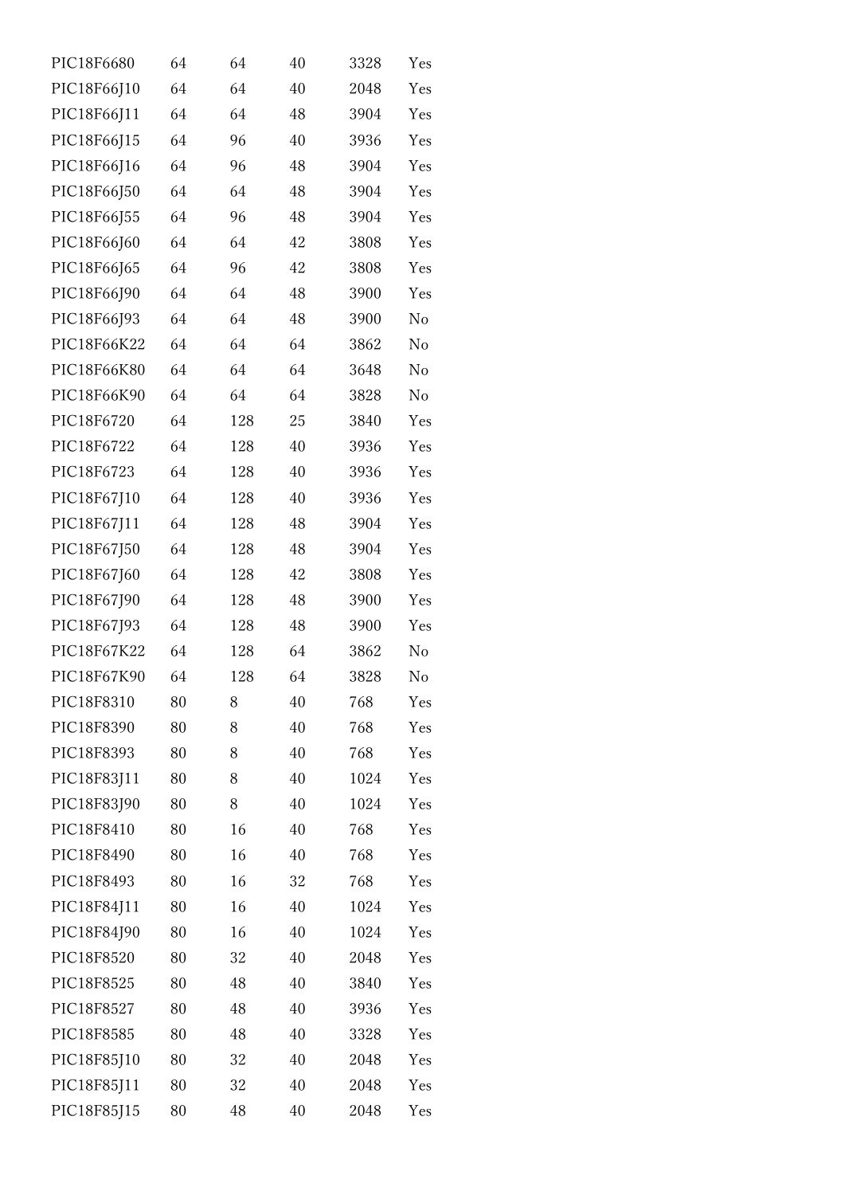| | | | | | |
|---|---|---|---|---|---|
| PIC18F6680 | 64 | 64 | 40 | 3328 | Yes |
| PIC18F66J10 | 64 | 64 | 40 | 2048 | Yes |
| PIC18F66J11 | 64 | 64 | 48 | 3904 | Yes |
| PIC18F66J15 | 64 | 96 | 40 | 3936 | Yes |
| PIC18F66J16 | 64 | 96 | 48 | 3904 | Yes |
| PIC18F66J50 | 64 | 64 | 48 | 3904 | Yes |
| PIC18F66J55 | 64 | 96 | 48 | 3904 | Yes |
| PIC18F66J60 | 64 | 64 | 42 | 3808 | Yes |
| PIC18F66J65 | 64 | 96 | 42 | 3808 | Yes |
| PIC18F66J90 | 64 | 64 | 48 | 3900 | Yes |
| PIC18F66J93 | 64 | 64 | 48 | 3900 | No |
| PIC18F66K22 | 64 | 64 | 64 | 3862 | No |
| PIC18F66K80 | 64 | 64 | 64 | 3648 | No |
| PIC18F66K90 | 64 | 64 | 64 | 3828 | No |
| PIC18F6720 | 64 | 128 | 25 | 3840 | Yes |
| PIC18F6722 | 64 | 128 | 40 | 3936 | Yes |
| PIC18F6723 | 64 | 128 | 40 | 3936 | Yes |
| PIC18F67J10 | 64 | 128 | 40 | 3936 | Yes |
| PIC18F67J11 | 64 | 128 | 48 | 3904 | Yes |
| PIC18F67J50 | 64 | 128 | 48 | 3904 | Yes |
| PIC18F67J60 | 64 | 128 | 42 | 3808 | Yes |
| PIC18F67J90 | 64 | 128 | 48 | 3900 | Yes |
| PIC18F67J93 | 64 | 128 | 48 | 3900 | Yes |
| PIC18F67K22 | 64 | 128 | 64 | 3862 | No |
| PIC18F67K90 | 64 | 128 | 64 | 3828 | No |
| PIC18F8310 | 80 | 8 | 40 | 768 | Yes |
| PIC18F8390 | 80 | 8 | 40 | 768 | Yes |
| PIC18F8393 | 80 | 8 | 40 | 768 | Yes |
| PIC18F83J11 | 80 | 8 | 40 | 1024 | Yes |
| PIC18F83J90 | 80 | 8 | 40 | 1024 | Yes |
| PIC18F8410 | 80 | 16 | 40 | 768 | Yes |
| PIC18F8490 | 80 | 16 | 40 | 768 | Yes |
| PIC18F8493 | 80 | 16 | 32 | 768 | Yes |
| PIC18F84J11 | 80 | 16 | 40 | 1024 | Yes |
| PIC18F84J90 | 80 | 16 | 40 | 1024 | Yes |
| PIC18F8520 | 80 | 32 | 40 | 2048 | Yes |
| PIC18F8525 | 80 | 48 | 40 | 3840 | Yes |
| PIC18F8527 | 80 | 48 | 40 | 3936 | Yes |
| PIC18F8585 | 80 | 48 | 40 | 3328 | Yes |
| PIC18F85J10 | 80 | 32 | 40 | 2048 | Yes |
| PIC18F85J11 | 80 | 32 | 40 | 2048 | Yes |
| PIC18F85J15 | 80 | 48 | 40 | 2048 | Yes |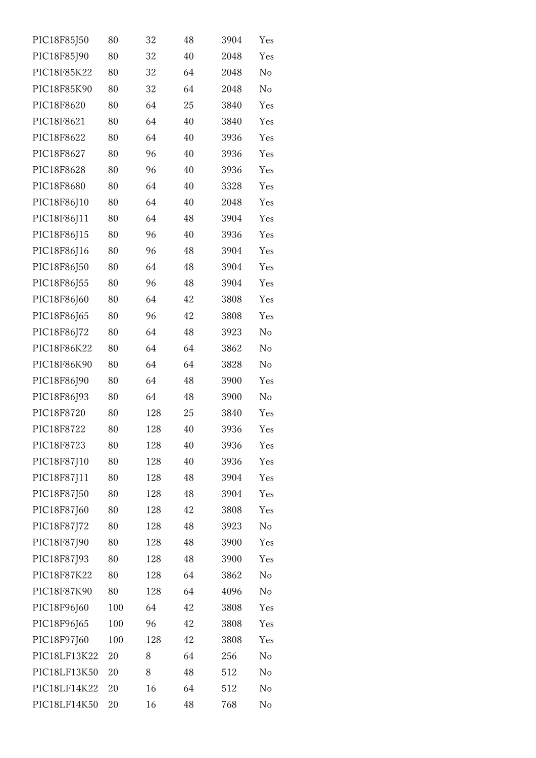| | | | | | |
|---|---|---|---|---|---|
| PIC18F85J50 | 80 | 32 | 48 | 3904 | Yes |
| PIC18F85J90 | 80 | 32 | 40 | 2048 | Yes |
| PIC18F85K22 | 80 | 32 | 64 | 2048 | No |
| PIC18F85K90 | 80 | 32 | 64 | 2048 | No |
| PIC18F8620 | 80 | 64 | 25 | 3840 | Yes |
| PIC18F8621 | 80 | 64 | 40 | 3840 | Yes |
| PIC18F8622 | 80 | 64 | 40 | 3936 | Yes |
| PIC18F8627 | 80 | 96 | 40 | 3936 | Yes |
| PIC18F8628 | 80 | 96 | 40 | 3936 | Yes |
| PIC18F8680 | 80 | 64 | 40 | 3328 | Yes |
| PIC18F86J10 | 80 | 64 | 40 | 2048 | Yes |
| PIC18F86J11 | 80 | 64 | 48 | 3904 | Yes |
| PIC18F86J15 | 80 | 96 | 40 | 3936 | Yes |
| PIC18F86J16 | 80 | 96 | 48 | 3904 | Yes |
| PIC18F86J50 | 80 | 64 | 48 | 3904 | Yes |
| PIC18F86J55 | 80 | 96 | 48 | 3904 | Yes |
| PIC18F86J60 | 80 | 64 | 42 | 3808 | Yes |
| PIC18F86J65 | 80 | 96 | 42 | 3808 | Yes |
| PIC18F86J72 | 80 | 64 | 48 | 3923 | No |
| PIC18F86K22 | 80 | 64 | 64 | 3862 | No |
| PIC18F86K90 | 80 | 64 | 64 | 3828 | No |
| PIC18F86J90 | 80 | 64 | 48 | 3900 | Yes |
| PIC18F86J93 | 80 | 64 | 48 | 3900 | No |
| PIC18F8720 | 80 | 128 | 25 | 3840 | Yes |
| PIC18F8722 | 80 | 128 | 40 | 3936 | Yes |
| PIC18F8723 | 80 | 128 | 40 | 3936 | Yes |
| PIC18F87J10 | 80 | 128 | 40 | 3936 | Yes |
| PIC18F87J11 | 80 | 128 | 48 | 3904 | Yes |
| PIC18F87J50 | 80 | 128 | 48 | 3904 | Yes |
| PIC18F87J60 | 80 | 128 | 42 | 3808 | Yes |
| PIC18F87J72 | 80 | 128 | 48 | 3923 | No |
| PIC18F87J90 | 80 | 128 | 48 | 3900 | Yes |
| PIC18F87J93 | 80 | 128 | 48 | 3900 | Yes |
| PIC18F87K22 | 80 | 128 | 64 | 3862 | No |
| PIC18F87K90 | 80 | 128 | 64 | 4096 | No |
| PIC18F96J60 | 100 | 64 | 42 | 3808 | Yes |
| PIC18F96J65 | 100 | 96 | 42 | 3808 | Yes |
| PIC18F97J60 | 100 | 128 | 42 | 3808 | Yes |
| PIC18LF13K22 | 20 | 8 | 64 | 256 | No |
| PIC18LF13K50 | 20 | 8 | 48 | 512 | No |
| PIC18LF14K22 | 20 | 16 | 64 | 512 | No |
| PIC18LF14K50 | 20 | 16 | 48 | 768 | No |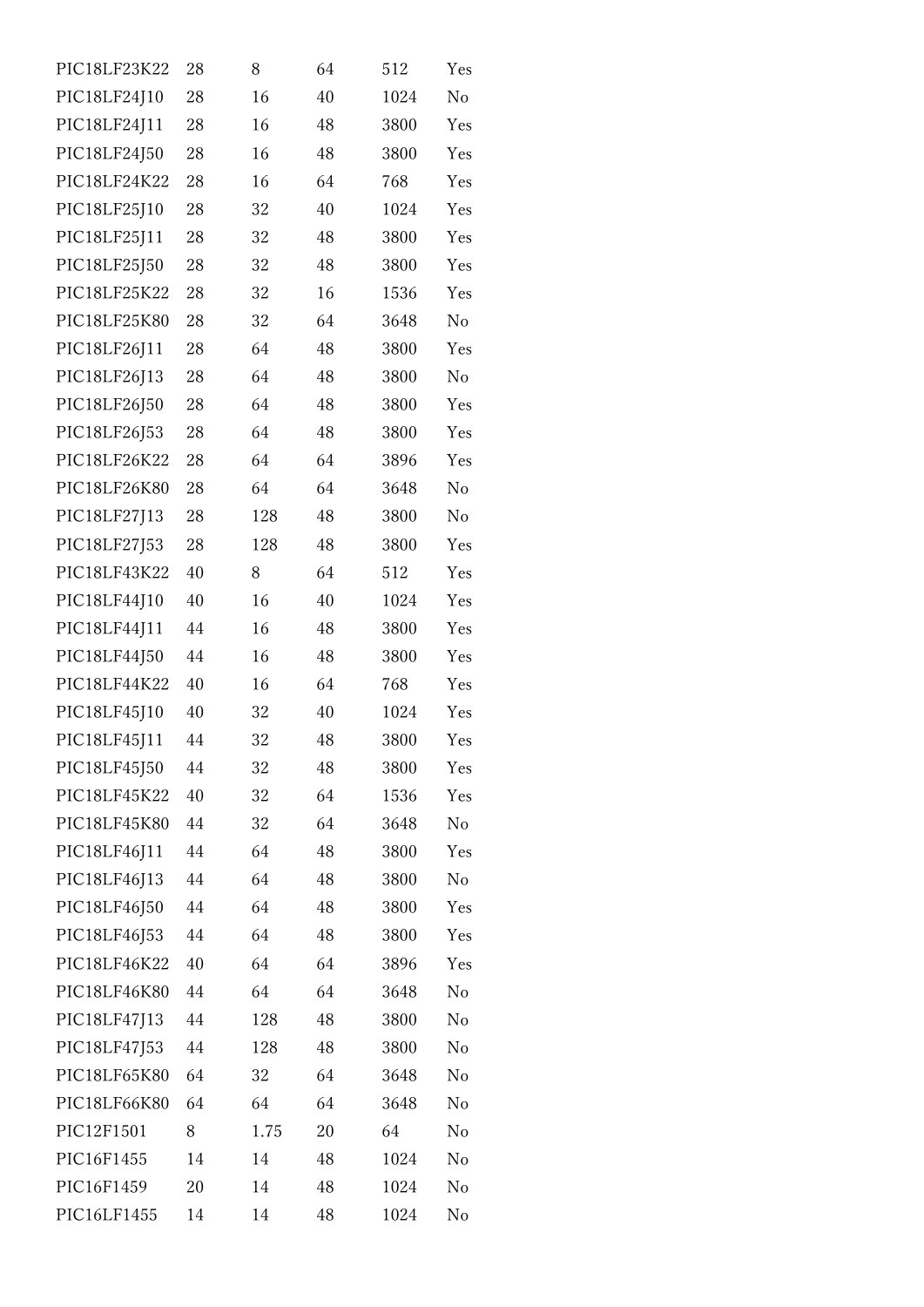| | | | | | |
|---|---|---|---|---|---|
| PIC18LF23K22 | 28 | 8 | 64 | 512 | Yes |
| PIC18LF24J10 | 28 | 16 | 40 | 1024 | No |
| PIC18LF24J11 | 28 | 16 | 48 | 3800 | Yes |
| PIC18LF24J50 | 28 | 16 | 48 | 3800 | Yes |
| PIC18LF24K22 | 28 | 16 | 64 | 768 | Yes |
| PIC18LF25J10 | 28 | 32 | 40 | 1024 | Yes |
| PIC18LF25J11 | 28 | 32 | 48 | 3800 | Yes |
| PIC18LF25J50 | 28 | 32 | 48 | 3800 | Yes |
| PIC18LF25K22 | 28 | 32 | 16 | 1536 | Yes |
| PIC18LF25K80 | 28 | 32 | 64 | 3648 | No |
| PIC18LF26J11 | 28 | 64 | 48 | 3800 | Yes |
| PIC18LF26J13 | 28 | 64 | 48 | 3800 | No |
| PIC18LF26J50 | 28 | 64 | 48 | 3800 | Yes |
| PIC18LF26J53 | 28 | 64 | 48 | 3800 | Yes |
| PIC18LF26K22 | 28 | 64 | 64 | 3896 | Yes |
| PIC18LF26K80 | 28 | 64 | 64 | 3648 | No |
| PIC18LF27J13 | 28 | 128 | 48 | 3800 | No |
| PIC18LF27J53 | 28 | 128 | 48 | 3800 | Yes |
| PIC18LF43K22 | 40 | 8 | 64 | 512 | Yes |
| PIC18LF44J10 | 40 | 16 | 40 | 1024 | Yes |
| PIC18LF44J11 | 44 | 16 | 48 | 3800 | Yes |
| PIC18LF44J50 | 44 | 16 | 48 | 3800 | Yes |
| PIC18LF44K22 | 40 | 16 | 64 | 768 | Yes |
| PIC18LF45J10 | 40 | 32 | 40 | 1024 | Yes |
| PIC18LF45J11 | 44 | 32 | 48 | 3800 | Yes |
| PIC18LF45J50 | 44 | 32 | 48 | 3800 | Yes |
| PIC18LF45K22 | 40 | 32 | 64 | 1536 | Yes |
| PIC18LF45K80 | 44 | 32 | 64 | 3648 | No |
| PIC18LF46J11 | 44 | 64 | 48 | 3800 | Yes |
| PIC18LF46J13 | 44 | 64 | 48 | 3800 | No |
| PIC18LF46J50 | 44 | 64 | 48 | 3800 | Yes |
| PIC18LF46J53 | 44 | 64 | 48 | 3800 | Yes |
| PIC18LF46K22 | 40 | 64 | 64 | 3896 | Yes |
| PIC18LF46K80 | 44 | 64 | 64 | 3648 | No |
| PIC18LF47J13 | 44 | 128 | 48 | 3800 | No |
| PIC18LF47J53 | 44 | 128 | 48 | 3800 | No |
| PIC18LF65K80 | 64 | 32 | 64 | 3648 | No |
| PIC18LF66K80 | 64 | 64 | 64 | 3648 | No |
| PIC12F1501 | 8 | 1.75 | 20 | 64 | No |
| PIC16F1455 | 14 | 14 | 48 | 1024 | No |
| PIC16F1459 | 20 | 14 | 48 | 1024 | No |
| PIC16LF1455 | 14 | 14 | 48 | 1024 | No |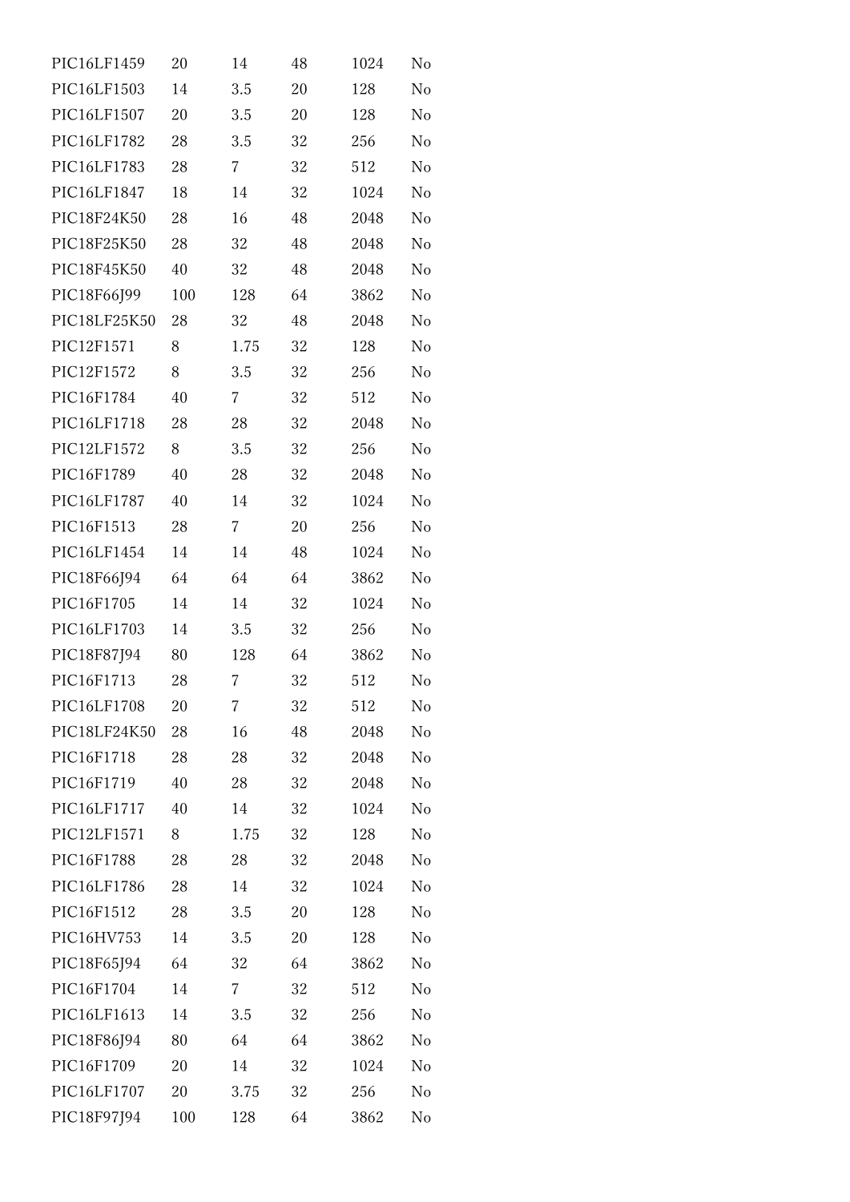| | | | | | |
|---|---|---|---|---|---|
| PIC16LF1459 | 20 | 14 | 48 | 1024 | No |
| PIC16LF1503 | 14 | 3.5 | 20 | 128 | No |
| PIC16LF1507 | 20 | 3.5 | 20 | 128 | No |
| PIC16LF1782 | 28 | 3.5 | 32 | 256 | No |
| PIC16LF1783 | 28 | 7 | 32 | 512 | No |
| PIC16LF1847 | 18 | 14 | 32 | 1024 | No |
| PIC18F24K50 | 28 | 16 | 48 | 2048 | No |
| PIC18F25K50 | 28 | 32 | 48 | 2048 | No |
| PIC18F45K50 | 40 | 32 | 48 | 2048 | No |
| PIC18F66J99 | 100 | 128 | 64 | 3862 | No |
| PIC18LF25K50 | 28 | 32 | 48 | 2048 | No |
| PIC12F1571 | 8 | 1.75 | 32 | 128 | No |
| PIC12F1572 | 8 | 3.5 | 32 | 256 | No |
| PIC16F1784 | 40 | 7 | 32 | 512 | No |
| PIC16LF1718 | 28 | 28 | 32 | 2048 | No |
| PIC12LF1572 | 8 | 3.5 | 32 | 256 | No |
| PIC16F1789 | 40 | 28 | 32 | 2048 | No |
| PIC16LF1787 | 40 | 14 | 32 | 1024 | No |
| PIC16F1513 | 28 | 7 | 20 | 256 | No |
| PIC16LF1454 | 14 | 14 | 48 | 1024 | No |
| PIC18F66J94 | 64 | 64 | 64 | 3862 | No |
| PIC16F1705 | 14 | 14 | 32 | 1024 | No |
| PIC16LF1703 | 14 | 3.5 | 32 | 256 | No |
| PIC18F87J94 | 80 | 128 | 64 | 3862 | No |
| PIC16F1713 | 28 | 7 | 32 | 512 | No |
| PIC16LF1708 | 20 | 7 | 32 | 512 | No |
| PIC18LF24K50 | 28 | 16 | 48 | 2048 | No |
| PIC16F1718 | 28 | 28 | 32 | 2048 | No |
| PIC16F1719 | 40 | 28 | 32 | 2048 | No |
| PIC16LF1717 | 40 | 14 | 32 | 1024 | No |
| PIC12LF1571 | 8 | 1.75 | 32 | 128 | No |
| PIC16F1788 | 28 | 28 | 32 | 2048 | No |
| PIC16LF1786 | 28 | 14 | 32 | 1024 | No |
| PIC16F1512 | 28 | 3.5 | 20 | 128 | No |
| PIC16HV753 | 14 | 3.5 | 20 | 128 | No |
| PIC18F65J94 | 64 | 32 | 64 | 3862 | No |
| PIC16F1704 | 14 | 7 | 32 | 512 | No |
| PIC16LF1613 | 14 | 3.5 | 32 | 256 | No |
| PIC18F86J94 | 80 | 64 | 64 | 3862 | No |
| PIC16F1709 | 20 | 14 | 32 | 1024 | No |
| PIC16LF1707 | 20 | 3.75 | 32 | 256 | No |
| PIC18F97J94 | 100 | 128 | 64 | 3862 | No |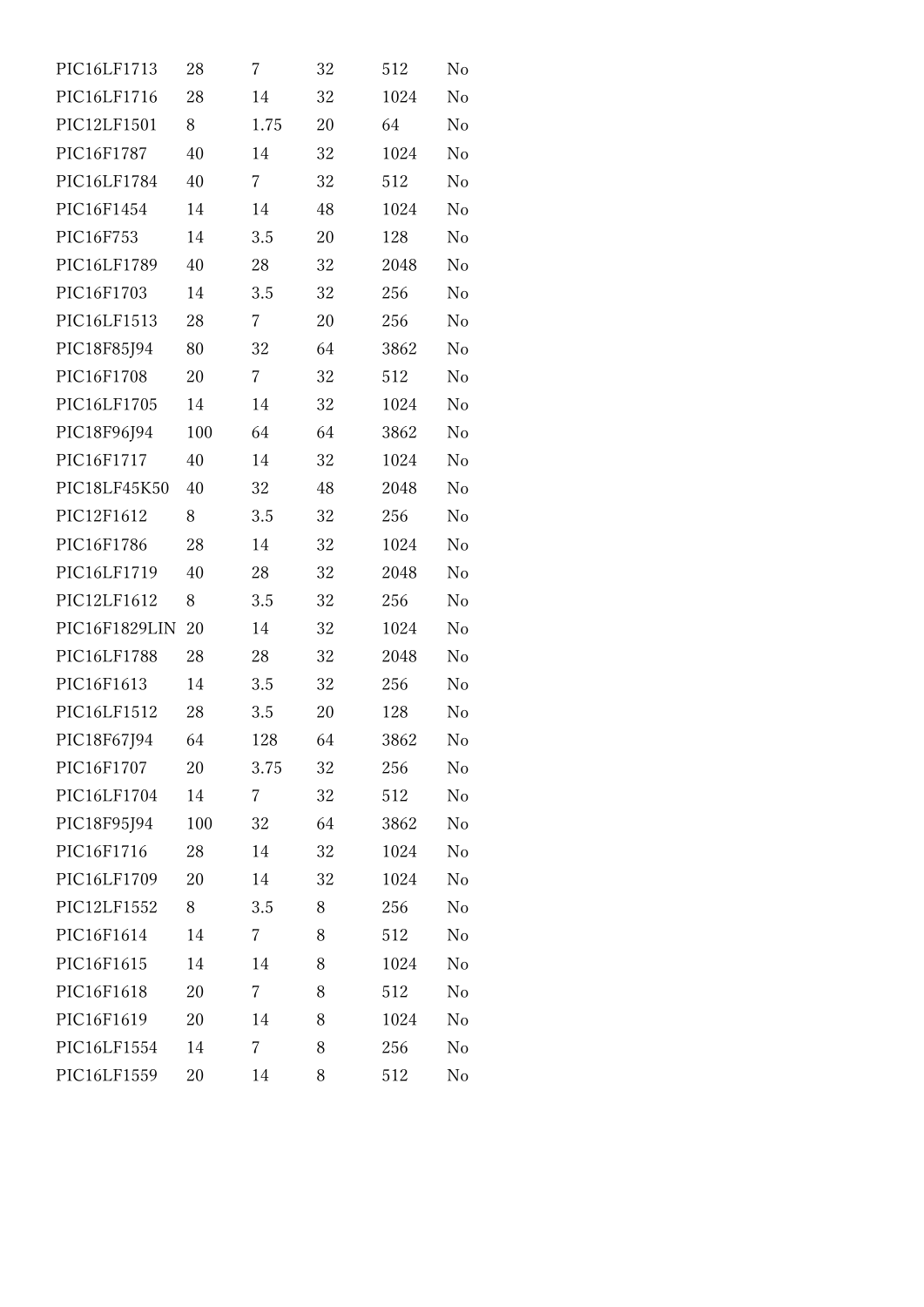| | | | | | |
|---|---|---|---|---|---|
| PIC16LF1713 | 28 | 7 | 32 | 512 | No |
| PIC16LF1716 | 28 | 14 | 32 | 1024 | No |
| PIC12LF1501 | 8 | 1.75 | 20 | 64 | No |
| PIC16F1787 | 40 | 14 | 32 | 1024 | No |
| PIC16LF1784 | 40 | 7 | 32 | 512 | No |
| PIC16F1454 | 14 | 14 | 48 | 1024 | No |
| PIC16F753 | 14 | 3.5 | 20 | 128 | No |
| PIC16LF1789 | 40 | 28 | 32 | 2048 | No |
| PIC16F1703 | 14 | 3.5 | 32 | 256 | No |
| PIC16LF1513 | 28 | 7 | 20 | 256 | No |
| PIC18F85J94 | 80 | 32 | 64 | 3862 | No |
| PIC16F1708 | 20 | 7 | 32 | 512 | No |
| PIC16LF1705 | 14 | 14 | 32 | 1024 | No |
| PIC18F96J94 | 100 | 64 | 64 | 3862 | No |
| PIC16F1717 | 40 | 14 | 32 | 1024 | No |
| PIC18LF45K50 | 40 | 32 | 48 | 2048 | No |
| PIC12F1612 | 8 | 3.5 | 32 | 256 | No |
| PIC16F1786 | 28 | 14 | 32 | 1024 | No |
| PIC16LF1719 | 40 | 28 | 32 | 2048 | No |
| PIC12LF1612 | 8 | 3.5 | 32 | 256 | No |
| PIC16F1829LIN | 20 | 14 | 32 | 1024 | No |
| PIC16LF1788 | 28 | 28 | 32 | 2048 | No |
| PIC16F1613 | 14 | 3.5 | 32 | 256 | No |
| PIC16LF1512 | 28 | 3.5 | 20 | 128 | No |
| PIC18F67J94 | 64 | 128 | 64 | 3862 | No |
| PIC16F1707 | 20 | 3.75 | 32 | 256 | No |
| PIC16LF1704 | 14 | 7 | 32 | 512 | No |
| PIC18F95J94 | 100 | 32 | 64 | 3862 | No |
| PIC16F1716 | 28 | 14 | 32 | 1024 | No |
| PIC16LF1709 | 20 | 14 | 32 | 1024 | No |
| PIC12LF1552 | 8 | 3.5 | 8 | 256 | No |
| PIC16F1614 | 14 | 7 | 8 | 512 | No |
| PIC16F1615 | 14 | 14 | 8 | 1024 | No |
| PIC16F1618 | 20 | 7 | 8 | 512 | No |
| PIC16F1619 | 20 | 14 | 8 | 1024 | No |
| PIC16LF1554 | 14 | 7 | 8 | 256 | No |
| PIC16LF1559 | 20 | 14 | 8 | 512 | No |